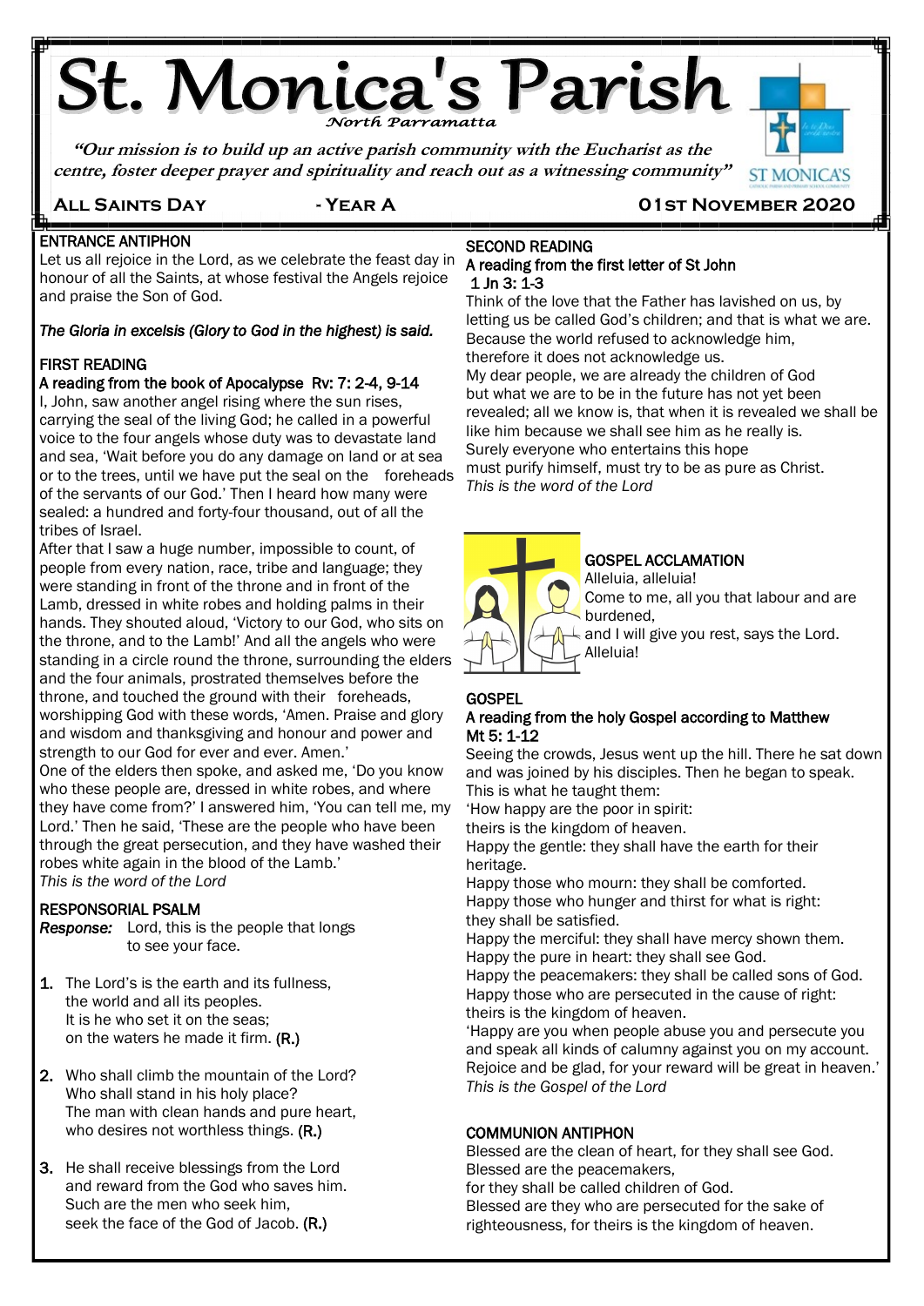# St. Monica's Parish

*North Parramatta*

*"Our mission is to build up an active parish community with the Eucharist as the centre, foster deeper prayer and spirituality and reach out as a witnessing community"*

**ALL SAINTS DAY - YEAR A 01ST NOVEMBER 2020**

## ENTRANCE ANTIPHON

Let us all rejoice in the Lord, as we celebrate the feast day in honour of all the Saints, at whose festival the Angels rejoice and praise the Son of God.

*The Gloria in excelsis (Glory to God in the highest) is said.*

## FIRST READING

A reading from the book of Apocalypse Rv: 7: 2-4, 9-14

I, John, saw another angel rising where the sun rises, carrying the seal of the living God; he called in a powerful voice to the four angels whose duty was to devastate land and sea, 'Wait before you do any damage on land or at sea or to the trees, until we have put the seal on the foreheads of the servants of our God.' Then I heard how many were sealed: a hundred and forty-four thousand, out of all the tribes of Israel.

After that I saw a huge number, impossible to count, of people from every nation, race, tribe and language; they were standing in front of the throne and in front of the Lamb, dressed in white robes and holding palms in their hands. They shouted aloud, 'Victory to our God, who sits on the throne, and to the Lamb!' And all the angels who were standing in a circle round the throne, surrounding the elders and the four animals, prostrated themselves before the throne, and touched the ground with their foreheads, worshipping God with these words, 'Amen. Praise and glory and wisdom and thanksgiving and honour and power and strength to our God for ever and ever. Amen.'

One of the elders then spoke, and asked me, 'Do you know who these people are, dressed in white robes, and where they have come from?' I answered him, 'You can tell me, my Lord.' Then he said, 'These are the people who have been through the great persecution, and they have washed their robes white again in the blood of the Lamb.'

*This is the word of the Lord*

## RESPONSORIAL PSALM

*Response:* Lord, this is the people that longs to see your face.

1. The Lord's is the earth and its fullness,
   the world and all its peoples.
   It is he who set it on the seas;
   on the waters he made it firm. (R.)

2. Who shall climb the mountain of the Lord?
   Who shall stand in his holy place?
   The man with clean hands and pure heart,
   who desires not worthless things. (R.)

3. He shall receive blessings from the Lord
   and reward from the God who saves him.
   Such are the men who seek him,
   seek the face of the God of Jacob. (R.)

## SECOND READING

A reading from the first letter of St John
1 Jn 3: 1-3

Think of the love that the Father has lavished on us, by letting us be called God's children; and that is what we are. Because the world refused to acknowledge him, therefore it does not acknowledge us.

My dear people, we are already the children of God but what we are to be in the future has not yet been revealed; all we know is, that when it is revealed we shall be like him because we shall see him as he really is.

Surely everyone who entertains this hope must purify himself, must try to be as pure as Christ.

*This is the word of the Lord*

## GOSPEL ACCLAMATION

Alleluia, alleluia!
Come to me, all you that labour and are burdened,
and I will give you rest, says the Lord.
Alleluia!

## GOSPEL

A reading from the holy Gospel according to Matthew
Mt 5: 1-12

Seeing the crowds, Jesus went up the hill. There he sat down and was joined by his disciples. Then he began to speak. This is what he taught them:

'How happy are the poor in spirit:
theirs is the kingdom of heaven.
Happy the gentle: they shall have the earth for their heritage.
Happy those who mourn: they shall be comforted.
Happy those who hunger and thirst for what is right:
they shall be satisfied.
Happy the merciful: they shall have mercy shown them.
Happy the pure in heart: they shall see God.
Happy the peacemakers: they shall be called sons of God.
Happy those who are persecuted in the cause of right:
theirs is the kingdom of heaven.
'Happy are you when people abuse you and persecute you and speak all kinds of calumny against you on my account. Rejoice and be glad, for your reward will be great in heaven.'

*This is the Gospel of the Lord*

## COMMUNION ANTIPHON

Blessed are the clean of heart, for they shall see God.
Blessed are the peacemakers,
for they shall be called children of God.
Blessed are they who are persecuted for the sake of righteousness, for theirs is the kingdom of heaven.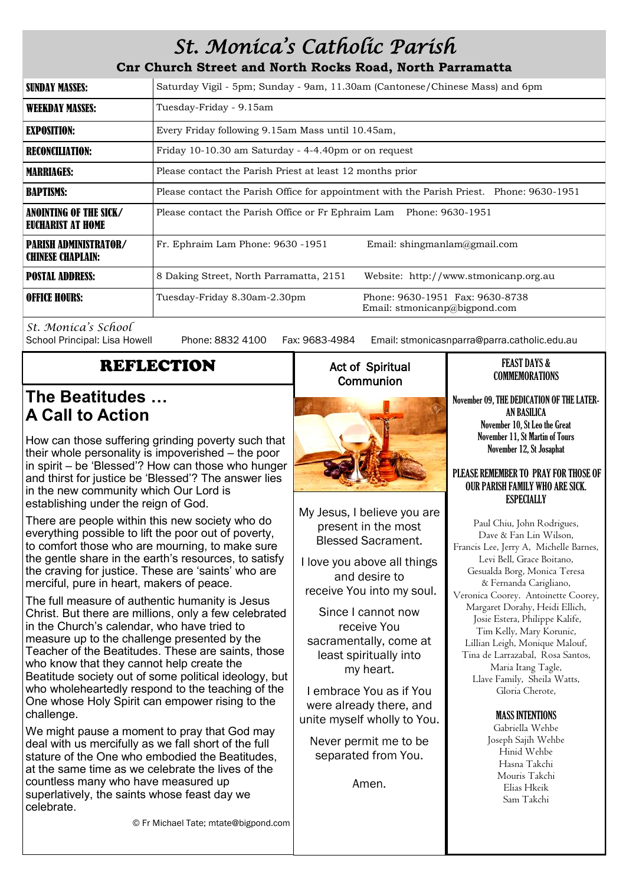# St. Monica's Catholic Parish

**Cnr Church Street and North Rocks Road, North Parramatta**

| | |
|---|---|
| **SUNDAY MASSES:** | Saturday Vigil - 5pm; Sunday - 9am, 11.30am (Cantonese/Chinese Mass) and 6pm |
| **WEEKDAY MASSES:** | Tuesday-Friday - 9.15am |
| **EXPOSITION:** | Every Friday following 9.15am Mass until 10.45am, |
| **RECONCILIATION:** | Friday 10-10.30 am Saturday - 4-4.40pm or on request |
| **MARRIAGES:** | Please contact the Parish Priest at least 12 months prior |
| **BAPTISMS:** | Please contact the Parish Office for appointment with the Parish Priest. Phone: 9630-1951 |
| **ANOINTING OF THE SICK/ EUCHARIST AT HOME** | Please contact the Parish Office or Fr Ephraim Lam Phone: 9630-1951 |
| **PARISH ADMINISTRATOR/ CHINESE CHAPLAIN:** | Fr. Ephraim Lam Phone: 9630 -1951 Email: shingmanlam@gmail.com |
| **POSTAL ADDRESS:** | 8 Daking Street, North Parramatta, 2151 Website: http://www.stmonicanp.org.au |
| **OFFICE HOURS:** | Tuesday-Friday 8.30am-2.30pm Phone: 9630-1951 Fax: 9630-8738 Email: stmonicanp@bigpond.com |

*St. Monica's School*

School Principal: Lisa Howell Phone: 8832 4100 Fax: 9683-4984 Email: stmonicasnparra@parra.catholic.edu.au

## REFLECTION

## The Beatitudes … A Call to Action

How can those suffering grinding poverty such that their whole personality is impoverished – the poor in spirit – be 'Blessed'? How can those who hunger and thirst for justice be 'Blessed'? The answer lies in the new community which Our Lord is establishing under the reign of God.

There are people within this new society who do everything possible to lift the poor out of poverty, to comfort those who are mourning, to make sure the gentle share in the earth's resources, to satisfy the craving for justice. These are 'saints' who are merciful, pure in heart, makers of peace.

The full measure of authentic humanity is Jesus Christ. But there are millions, only a few celebrated in the Church's calendar, who have tried to measure up to the challenge presented by the Teacher of the Beatitudes. These are saints, those who know that they cannot help create the Beatitude society out of some political ideology, but who wholeheartedly respond to the teaching of the One whose Holy Spirit can empower rising to the challenge.

We might pause a moment to pray that God may deal with us mercifully as we fall short of the full stature of the One who embodied the Beatitudes, at the same time as we celebrate the lives of the countless many who have measured up superlatively, the saints whose feast day we celebrate.

© Fr Michael Tate; mtate@bigpond.com

## Act of Spiritual Communion

My Jesus, I believe you are present in the most Blessed Sacrament.

I love you above all things and desire to receive You into my soul.

Since I cannot now receive You sacramentally, come at least spiritually into my heart.

I embrace You as if You were already there, and unite myself wholly to You.

Never permit me to be separated from You.

Amen.

## FEAST DAYS & COMMEMORATIONS

November 09, THE DEDICATION OF THE LATERAN BASILICA
November 10, St Leo the Great
November 11, St Martin of Tours
November 12, St Josaphat

**PLEASE REMEMBER TO PRAY FOR THOSE OF OUR PARISH FAMILY WHO ARE SICK. ESPECIALLY**

Paul Chiu, John Rodrigues, Dave & Fan Lin Wilson, Francis Lee, Jerry A, Michelle Barnes, Levi Bell, Grace Boitano, Gesualda Borg, Monica Teresa & Fernanda Carigliano, Veronica Coorey. Antoinette Coorey, Margaret Dorahy, Heidi Ellich, Josie Estera, Philippe Kalife, Tim Kelly, Mary Korunic, Lillian Leigh, Monique Malouf, Tina de Larrazabal, Rosa Santos, Maria Itang Tagle, Llave Family, Sheila Watts, Gloria Cherote,

**MASS INTENTIONS**

Gabriella Wehbe
Joseph Sajih Wehbe
Hinid Wehbe
Hasna Takchi
Mouris Takchi
Elias Hkeik
Sam Takchi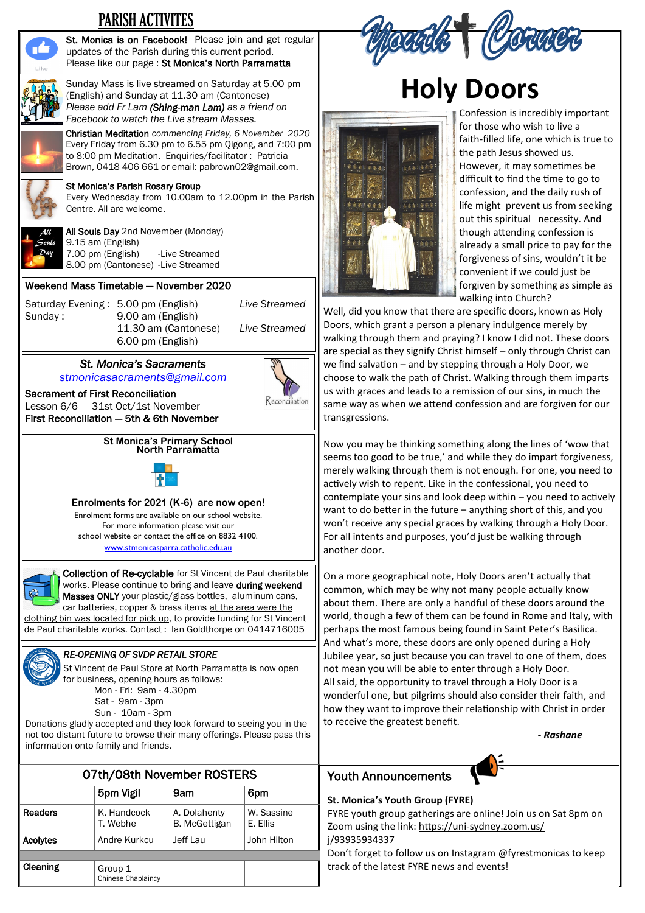# PARISH ACTIVITES

**St. Monica is on Facebook!** Please join and get regular updates of the Parish during this current period. Please like our page : **St Monica's North Parramatta**

Sunday Mass is live streamed on Saturday at 5.00 pm (English) and Sunday at 11.30 am (Cantonese) *Please add Fr Lam **(Shing-man Lam)** as a friend on Facebook to watch the Live stream Masses.*

**Christian Meditation** *commencing Friday, 6 November 2020* Every Friday from 6.30 pm to 6.55 pm Qigong, and 7:00 pm to 8:00 pm Meditation. Enquiries/facilitator : Patricia Brown, 0418 406 661 or email: pabrown02@gmail.com.

**St Monica's Parish Rosary Group**
Every Wednesday from 10.00am to 12.00pm in the Parish Centre. All are welcome.

**All Souls Day** 2nd November (Monday)
9.15 am (English)
7.00 pm (English) -Live Streamed
8.00 pm (Cantonese) -Live Streamed

## Weekend Mass Timetable — November 2020

| | | |
|---|---|---|
| Saturday Evening : | 5.00 pm (English) | *Live Streamed* |
| Sunday : | 9.00 am (English) | |
| | 11.30 am (Cantonese) | *Live Streamed* |
| | 6.00 pm (English) | |

### *St. Monica's Sacraments*
*stmonicasacraments@gmail.com*

**Sacrament of First Reconciliation**
Lesson 6/6 31st Oct/1st November
**First Reconciliation — 5th & 6th November**

### St Monica's Primary School North Parramatta

**Enrolments for 2021 (K-6) are now open!**
Enrolment forms are available on our school website.
For more information please visit our school website or contact the office on 8832 4100.
www.stmonicasparra.catholic.edu.au

**Collection of Re-cyclable** for St Vincent de Paul charitable works. Please continue to bring and leave **during weekend Masses ONLY** your plastic/glass bottles, aluminum cans, car batteries, copper & brass items at the area were the clothing bin was located for pick up, to provide funding for St Vincent de Paul charitable works. Contact : Ian Goldthorpe on 0414716005

***RE-OPENING OF SVDP RETAIL STORE***
St Vincent de Paul Store at North Parramatta is now open for business, opening hours as follows:
Mon - Fri: 9am - 4.30pm
Sat - 9am - 3pm
Sun - 10am - 3pm
Donations gladly accepted and they look forward to seeing you in the not too distant future to browse their many offerings. Please pass this information onto family and friends.

## 07th/08th November ROSTERS

| | 5pm Vigil | 9am | 6pm |
|---|---|---|---|
| **Readers** | K. Handcock<br>T. Webhe | A. Dolahenty<br>B. McGettigan | W. Sassine<br>E. Ellis |
| **Acolytes** | Andre Kurkcu | Jeff Lau | John Hilton |
| **Cleaning** | Group 1<br>Chinese Chaplaincy | | |

# Youth Corner

## Holy Doors

Confession is incredibly important for those who wish to live a faith-filled life, one which is true to the path Jesus showed us. However, it may sometimes be difficult to find the time to go to confession, and the daily rush of life might prevent us from seeking out this spiritual necessity. And though attending confession is already a small price to pay for the forgiveness of sins, wouldn't it be convenient if we could just be forgiven by something as simple as walking into Church?

Well, did you know that there are specific doors, known as Holy Doors, which grant a person a plenary indulgence merely by walking through them and praying? I know I did not. These doors are special as they signify Christ himself – only through Christ can we find salvation – and by stepping through a Holy Door, we choose to walk the path of Christ. Walking through them imparts us with graces and leads to a remission of our sins, in much the same way as when we attend confession and are forgiven for our transgressions.

Now you may be thinking something along the lines of 'wow that seems too good to be true,' and while they do impart forgiveness, merely walking through them is not enough. For one, you need to actively wish to repent. Like in the confessional, you need to contemplate your sins and look deep within – you need to actively want to do better in the future – anything short of this, and you won't receive any special graces by walking through a Holy Door. For all intents and purposes, you'd just be walking through another door.

On a more geographical note, Holy Doors aren't actually that common, which may be why not many people actually know about them. There are only a handful of these doors around the world, though a few of them can be found in Rome and Italy, with perhaps the most famous being found in Saint Peter's Basilica. And what's more, these doors are only opened during a Holy Jubilee year, so just because you can travel to one of them, does not mean you will be able to enter through a Holy Door.
All said, the opportunity to travel through a Holy Door is a wonderful one, but pilgrims should also consider their faith, and how they want to improve their relationship with Christ in order to receive the greatest benefit.

***- Rashane***

## Youth Announcements

**St. Monica's Youth Group (FYRE)**
FYRE youth group gatherings are online! Join us on Sat 8pm on Zoom using the link: https://uni-sydney.zoom.us/j/93935934337
Don't forget to follow us on Instagram @fyrestmonicas to keep track of the latest FYRE news and events!